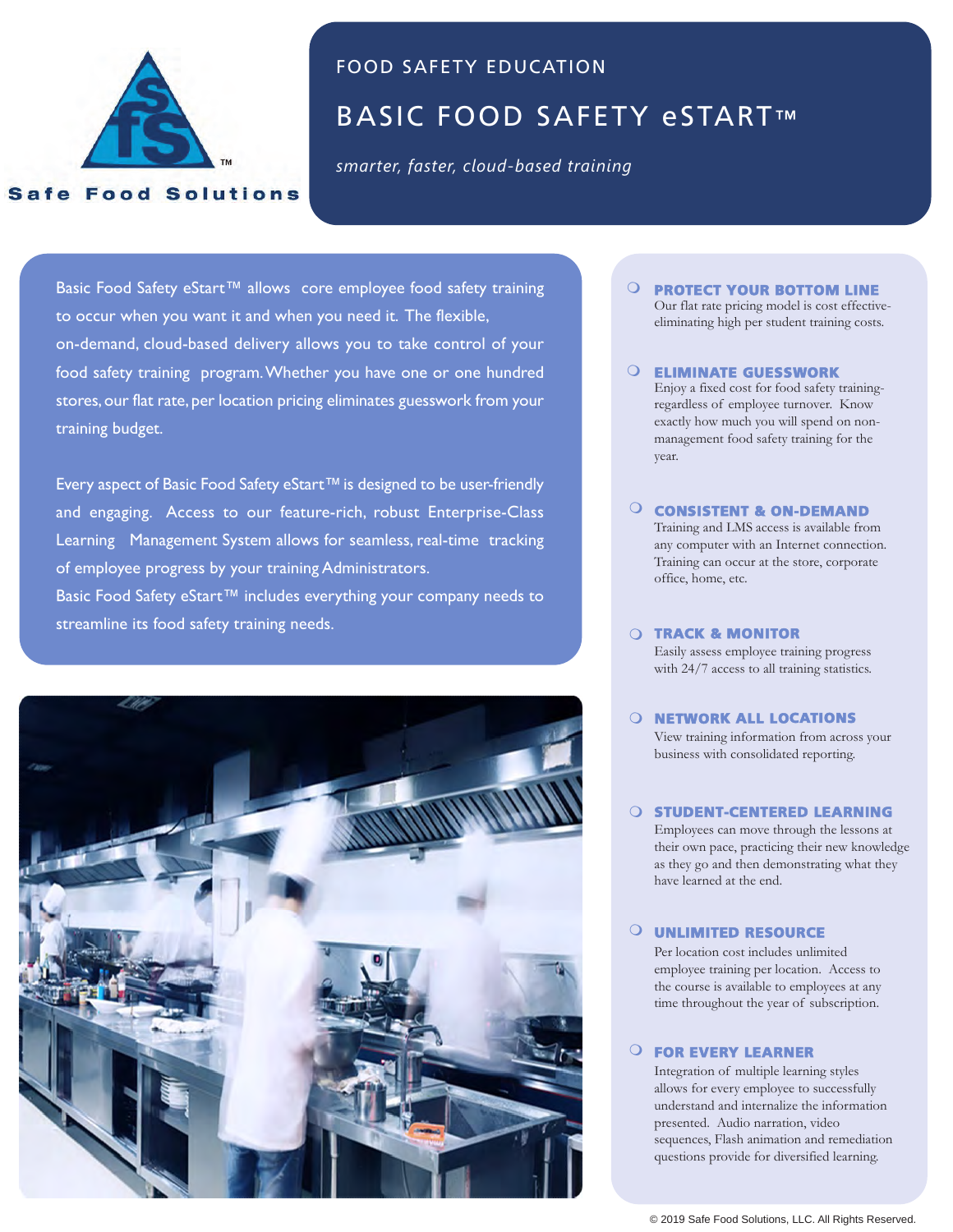Safe Food Solutions

FOOD SAFETY EDUCATION

# BASIC FOOD SAFETY eSTART™

*smarter, faster, cloud-based training*

Basic Food Safety eStart™ allows core employee food safety training to occur when you want it and when you need it. The flexible, on-demand, cloud-based delivery allows you to take control of your food safety training program. Whether you have one or one hundred stores, our flat rate, per location pricing eliminates guesswork from your training budget.

Every aspect of Basic Food Safety eStart™ is designed to be user-friendly and engaging. Access to our feature-rich, robust Enterprise-Class Learning Management System allows for seamless, real-time tracking of employee progress by your training Administrators.
Basic Food Safety eStart™ includes everything your company needs to streamline its food safety training needs.

### PROTECT YOUR BOTTOM LINE
Our flat rate pricing model is cost effective-eliminating high per student training costs.

### ELIMINATE GUESSWORK
Enjoy a fixed cost for food safety training-regardless of employee turnover. Know exactly how much you will spend on non-management food safety training for the year.

### CONSISTENT & ON-DEMAND
Training and LMS access is available from any computer with an Internet connection. Training can occur at the store, corporate office, home, etc.

### TRACK & MONITOR
Easily assess employee training progress with 24/7 access to all training statistics.

### NETWORK ALL LOCATIONS
View training information from across your business with consolidated reporting.

### STUDENT-CENTERED LEARNING
Employees can move through the lessons at their own pace, practicing their new knowledge as they go and then demonstrating what they have learned at the end.

### UNLIMITED RESOURCE
Per location cost includes unlimited employee training per location. Access to the course is available to employees at any time throughout the year of subscription.

### FOR EVERY LEARNER
Integration of multiple learning styles allows for every employee to successfully understand and internalize the information presented. Audio narration, video sequences, Flash animation and remediation questions provide for diversified learning.

© 2019 Safe Food Solutions, LLC. All Rights Reserved.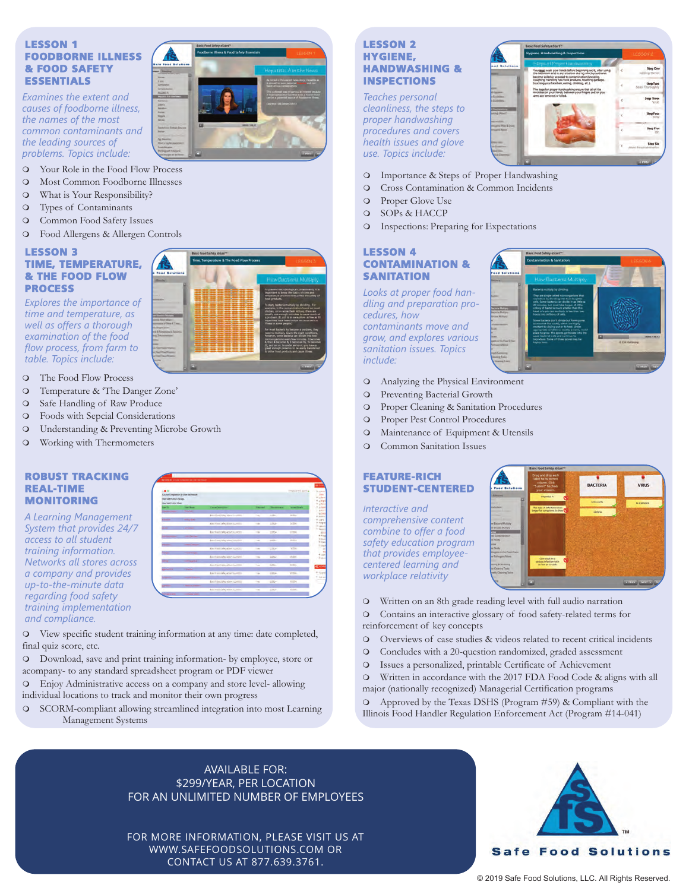## LESSON 1 FOODBORNE ILLNESS & FOOD SAFETY ESSENTIALS

*Examines the extent and causes of foodborne illness, the names of the most common contaminants and the leading sources of problems. Topics include:*

- Your Role in the Food Flow Process
- Most Common Foodborne Illnesses
- What is Your Responsibility?
- Types of Contaminants
- Common Food Safety Issues
- Food Allergens & Allergen Controls

## LESSON 2 HYGIENE, HANDWASHING & INSPECTIONS

*Teaches personal cleanliness, the steps to proper handwashing procedures and covers health issues and glove use. Topics include:*

- Importance & Steps of Proper Handwashing
- Cross Contamination & Common Incidents
- Proper Glove Use
- SOPs & HACCP
- Inspections: Preparing for Expectations

## LESSON 3 TIME, TEMPERATURE, & THE FOOD FLOW PROCESS

*Explores the importance of time and temperature, as well as offers a thorough examination of the food flow process, from farm to table. Topics include:*

- The Food Flow Process
- Temperature & 'The Danger Zone'
- Safe Handling of Raw Produce
- Foods with Sepcial Considerations
- Understanding & Preventing Microbe Growth
- Working with Thermometers

## LESSON 4 CONTAMINATION & SANITATION

*Looks at proper food handling and preparation procedures, how contaminants move and grow, and explores various sanitation issues. Topics include:*

- Analyzing the Physical Environment
- Preventing Bacterial Growth
- Proper Cleaning & Sanitation Procedures
- Proper Pest Control Procedures
- Maintenance of Equipment & Utensils
- Common Sanitation Issues

## ROBUST TRACKING REAL-TIME MONITORING

*A Learning Management System that provides 24/7 access to all student training information. Networks all stores across a company and provides up-to-the-minute data regarding food safety training implementation and compliance.*

- View specific student training information at any time: date completed, final quiz score, etc.
- Download, save and print training information- by employee, store or acompany- to any standard spreadsheet program or PDF viewer
- Enjoy Administrative access on a company and store level- allowing individual locations to track and monitor their own progress
- SCORM-compliant allowing streamlined integration into most Learning Management Systems

## FEATURE-RICH STUDENT-CENTERED

*Interactive and comprehensive content combine to offer a food safety education program that provides employee-centered learning and workplace relativity*

- Written on an 8th grade reading level with full audio narration
- Contains an interactive glossary of food safety-related terms for reinforcement of key concepts
- Overviews of case studies & videos related to recent critical incidents
- Concludes with a 20-question randomized, graded assessment
- Issues a personalized, printable Certificate of Achievement
- Written in accordance with the 2017 FDA Food Code & aligns with all major (nationally recognized) Managerial Certification programs
- Approved by the Texas DSHS (Program #59) & Compliant with the Illinois Food Handler Regulation Enforcement Act (Program #14-041)

AVAILABLE FOR:
$299/YEAR, PER LOCATION
FOR AN UNLIMITED NUMBER OF EMPLOYEES

FOR MORE INFORMATION, PLEASE VISIT US AT WWW.SAFEFOODSOLUTIONS.COM OR CONTACT US AT 877.639.3761.

Safe Food Solutions

© 2019 Safe Food Solutions, LLC. All Rights Reserved.